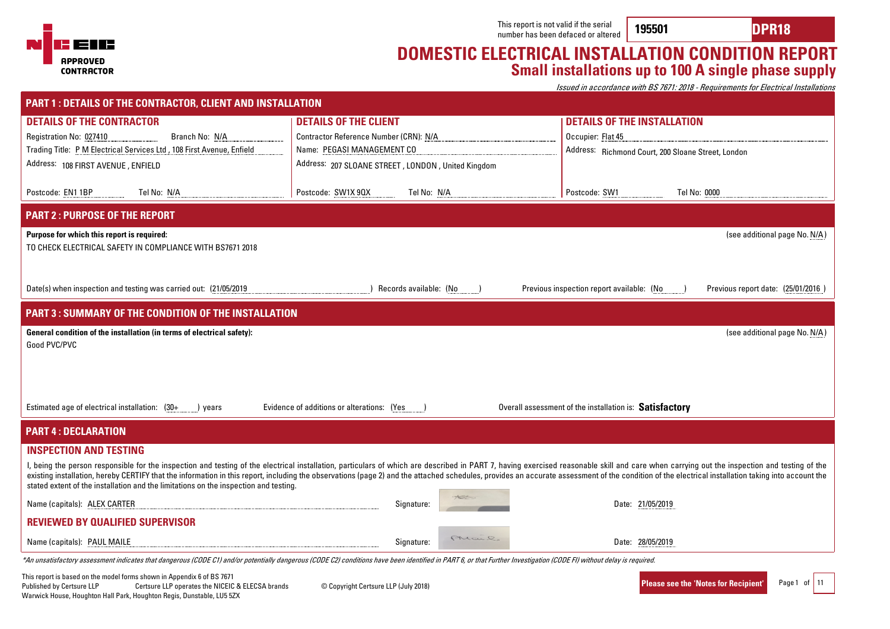NICEIC APPROVED CONTRACTOR

This report is not valid if the serial number has been defaced or altered **195501** **DPR18**

# DOMESTIC ELECTRICAL INSTALLATION CONDITION REPORT

## Small installations up to 100 A single phase supply

*Issued in accordance with BS 7671: 2018 - Requirements for Electrical Installations*

## PART 1 : DETAILS OF THE CONTRACTOR, CLIENT AND INSTALLATION

| DETAILS OF THE CONTRACTOR | DETAILS OF THE CLIENT | DETAILS OF THE INSTALLATION |
|---|---|---|
| Registration No: 027410 Branch No: N/A | Contractor Reference Number (CRN): N/A | Occupier: Flat 45 |
| Trading Title: P M Electrical Services Ltd , 108 First Avenue, Enfield | Name: PEGASI MANAGEMENT CO | Address: Richmond Court, 200 Sloane Street, London |
| Address: 108 FIRST AVENUE , ENFIELD | Address: 207 SLOANE STREET , LONDON , United Kingdom | |
| Postcode: EN1 1BP Tel No: N/A | Postcode: SW1X 9QX Tel No: N/A | Postcode: SW1 Tel No: 0000 |

## PART 2 : PURPOSE OF THE REPORT

**Purpose for which this report is required:** (see additional page No. N/A)

TO CHECK ELECTRICAL SAFETY IN COMPLIANCE WITH BS7671 2018

Date(s) when inspection and testing was carried out: (21/05/2019) Records available: (No) Previous inspection report available: (No) Previous report date: (25/01/2016)

## PART 3 : SUMMARY OF THE CONDITION OF THE INSTALLATION

**General condition of the installation (in terms of electrical safety):** (see additional page No. N/A)

Good PVC/PVC

Estimated age of electrical installation: (30+) years Evidence of additions or alterations: (Yes) Overall assessment of the installation is: **Satisfactory**

## PART 4 : DECLARATION

### INSPECTION AND TESTING

I, being the person responsible for the inspection and testing of the electrical installation, particulars of which are described in PART 7, having exercised reasonable skill and care when carrying out the inspection and testing of the existing installation, hereby CERTIFY that the information in this report, including the observations (page 2) and the attached schedules, provides an accurate assessment of the condition of the electrical installation taking into account the stated extent of the installation and the limitations on the inspection and testing.

Name (capitals): ALEX CARTER Signature: Date: 21/05/2019

### REVIEWED BY QUALIFIED SUPERVISOR

Name (capitals): PAUL MAILE Signature: Date: 28/05/2019

*\*An unsatisfactory assessment indicates that dangerous (CODE C1) and/or potentially dangerous (CODE C2) conditions have been identified in PART 6, or that Further Investigation (CODE FI) without delay is required.*

This report is based on the model forms shown in Appendix 6 of BS 7671
Published by Certsure LLP Certsure LLP operates the NICEIC & ELECSA brands © Copyright Certsure LLP (July 2018)
Warwick House, Houghton Hall Park, Houghton Regis, Dunstable, LU5 5ZX

**Please see the 'Notes for Recipient'**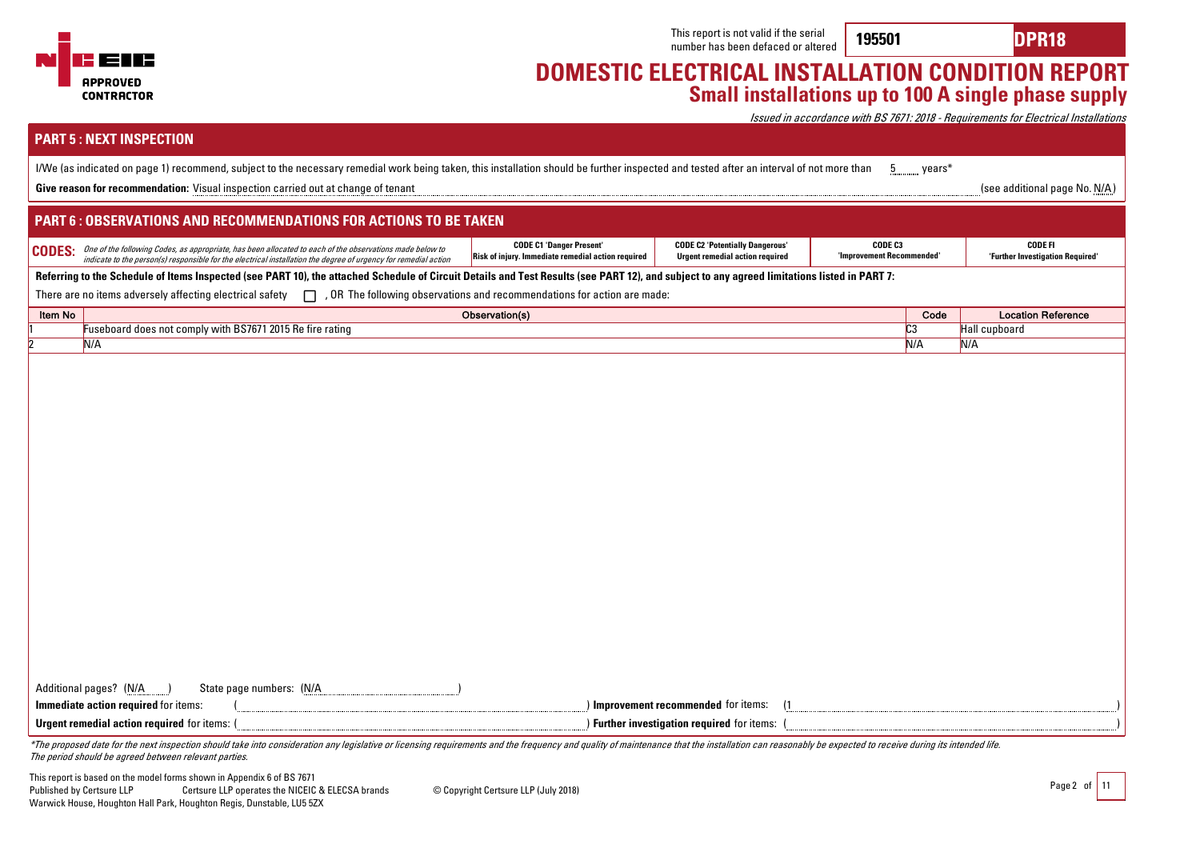NIC EIC APPROVED CONTRACTOR

This report is not valid if the serial number has been defaced or altered **195501** **DPR18**

# DOMESTIC ELECTRICAL INSTALLATION CONDITION REPORT

## Small installations up to 100 A single phase supply

*Issued in accordance with BS 7671: 2018 - Requirements for Electrical Installations*

## PART 5 : NEXT INSPECTION

I/We (as indicated on page 1) recommend, subject to the necessary remedial work being taken, this installation should be further inspected and tested after an interval of not more than 5 years*

**Give reason for recommendation:** Visual inspection carried out at change of tenant (see additional page No. N/A)

## PART 6 : OBSERVATIONS AND RECOMMENDATIONS FOR ACTIONS TO BE TAKEN

| **CODES:** *One of the following Codes, as appropriate, has been allocated to each of the observations made below to indicate to the person(s) responsible for the electrical installation the degree of urgency for remedial action* | **CODE C1 'Danger Present'** Risk of injury. Immediate remedial action required | **CODE C2 'Potentially Dangerous'** Urgent remedial action required | **CODE C3** 'Improvement Recommended' | **CODE FI** 'Further Investigation Required' |
|---|---|---|---|---|

**Referring to the Schedule of Items Inspected (see PART 10), the attached Schedule of Circuit Details and Test Results (see PART 12), and subject to any agreed limitations listed in PART 7:**

There are no items adversely affecting electrical safety ☐ , OR The following observations and recommendations for action are made:

| Item No | Observation(s) | Code | Location Reference |
|---|---|---|---|
| 1 | Fuseboard does not comply with BS7671 2015 Re fire rating | C3 | Hall cupboard |
| 2 | N/A | N/A | N/A |

Additional pages? (N/A) State page numbers: (N/A)

**Immediate action required** for items: ( ) **Improvement recommended** for items: (1 )

**Urgent remedial action required** for items: ( ) **Further investigation required** for items: ( )

*\*The proposed date for the next inspection should take into consideration any legislative or licensing requirements and the frequency and quality of maintenance that the installation can reasonably be expected to receive during its intended life. The period should be agreed between relevant parties.*

This report is based on the model forms shown in Appendix 6 of BS 7671
Published by Certsure LLP Certsure LLP operates the NICEIC & ELECSA brands © Copyright Certsure LLP (July 2018)
Warwick House, Houghton Hall Park, Houghton Regis, Dunstable, LU5 5ZX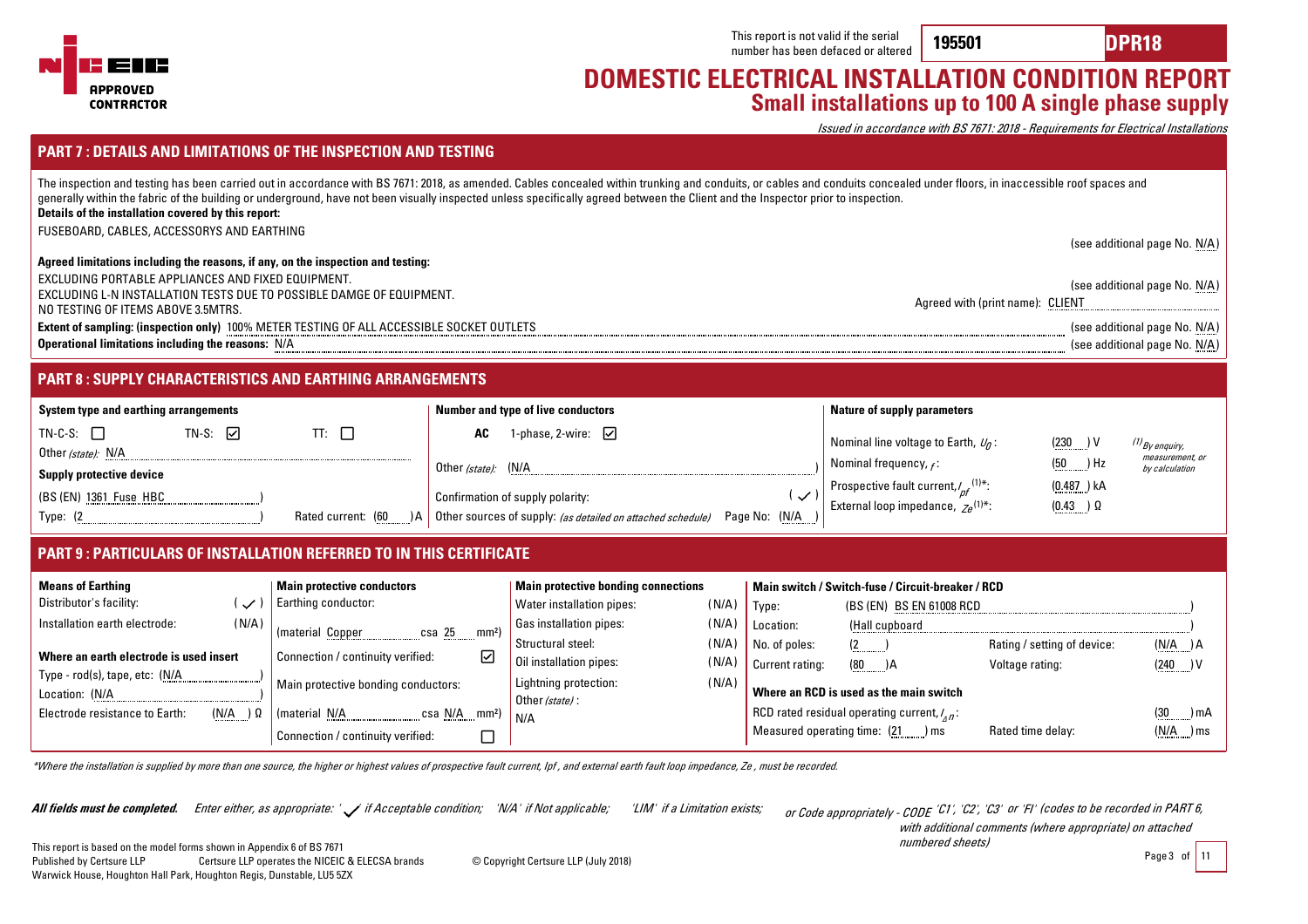This report is not valid if the serial number has been defaced or altered **195501** **DPR18**

# DOMESTIC ELECTRICAL INSTALLATION CONDITION REPORT
## Small installations up to 100 A single phase supply

*Issued in accordance with BS 7671: 2018 - Requirements for Electrical Installations*

## PART 7 : DETAILS AND LIMITATIONS OF THE INSPECTION AND TESTING

The inspection and testing has been carried out in accordance with BS 7671: 2018, as amended. Cables concealed within trunking and conduits, or cables and conduits concealed under floors, in inaccessible roof spaces and generally within the fabric of the building or underground, have not been visually inspected unless specifically agreed between the Client and the Inspector prior to inspection.

**Details of the installation covered by this report:**

FUSEBOARD, CABLES, ACCESSORYS AND EARTHING

(see additional page No. N/A)

**Agreed limitations including the reasons, if any, on the inspection and testing:**

EXCLUDING PORTABLE APPLIANCES AND FIXED EQUIPMENT.
EXCLUDING L-N INSTALLATION TESTS DUE TO POSSIBLE DAMGE OF EQUIPMENT.
NO TESTING OF ITEMS ABOVE 3.5MTRS.

(see additional page No. N/A)

Agreed with (print name): CLIENT

**Extent of sampling: (inspection only)** 100% METER TESTING OF ALL ACCESSIBLE SOCKET OUTLETS (see additional page No. N/A)

**Operational limitations including the reasons:** N/A (see additional page No. N/A)

## PART 8 : SUPPLY CHARACTERISTICS AND EARTHING ARRANGEMENTS

**System type and earthing arrangements**

TN-C-S: ☐ TN-S: ☑ TT: ☐

Other *(state)*: N/A

**Supply protective device**

(BS (EN) 1361 Fuse HBC)

Type: (2) Rated current: (60) A

**Number and type of live conductors**

**AC** 1-phase, 2-wire: ☑

Other *(state)*: (N/A)

Confirmation of supply polarity: (✓)

Other sources of supply: *(as detailed on attached schedule)* Page No: (N/A)

**Nature of supply parameters**

Nominal line voltage to Earth, $U_0$: (230) V

Nominal frequency, $f$: (50) Hz

Prospective fault current, $I_{pf}$ (1)*: (0.487) kA

External loop impedance, $Z_e$ (1)*: (0.43) Ω

*(1) By enquiry, measurement, or by calculation*

## PART 9 : PARTICULARS OF INSTALLATION REFERRED TO IN THIS CERTIFICATE

**Means of Earthing**

Distributor's facility: (✓)

Installation earth electrode: (N/A)

**Where an earth electrode is used insert**

Type - rod(s), tape, etc: (N/A)

Location: (N/A)

Electrode resistance to Earth: (N/A) Ω

**Main protective conductors**

Earthing conductor:

(material Copper csa 25 mm²)

Connection / continuity verified: ☑

Main protective bonding conductors:

(material N/A csa N/A mm²)

Connection / continuity verified: ☐

**Main protective bonding connections**

| | |
|---|---|
| Water installation pipes: | (N/A) |
| Gas installation pipes: | (N/A) |
| Structural steel: | (N/A) |
| Oil installation pipes: | (N/A) |
| Lightning protection: | (N/A) |
| Other *(state)*: N/A | |

**Main switch / Switch-fuse / Circuit-breaker / RCD**

Type: (BS (EN) BS EN 61008 RCD)

Location: (Hall cupboard)

No. of poles: (2) Rating / setting of device: (N/A) A

Current rating: (80) A Voltage rating: (240) V

**Where an RCD is used as the main switch**

RCD rated residual operating current, $I_{\Delta n}$: (30) mA

Measured operating time: (21) ms Rated time delay: (N/A) ms

*\*Where the installation is supplied by more than one source, the higher or highest values of prospective fault current, Ipf , and external earth fault loop impedance, Ze , must be recorded.*

***All fields must be completed.*** *Enter either, as appropriate: '✓' if Acceptable condition; 'N/A' if Not applicable; 'LIM' if a Limitation exists; or Code appropriately - CODE 'C1', 'C2', 'C3' or 'FI' (codes to be recorded in PART 6, with additional comments (where appropriate) on attached numbered sheets)*

This report is based on the model forms shown in Appendix 6 of BS 7671
Published by Certsure LLP Certsure LLP operates the NICEIC & ELECSA brands © Copyright Certsure LLP (July 2018)
Warwick House, Houghton Hall Park, Houghton Regis, Dunstable, LU5 5ZX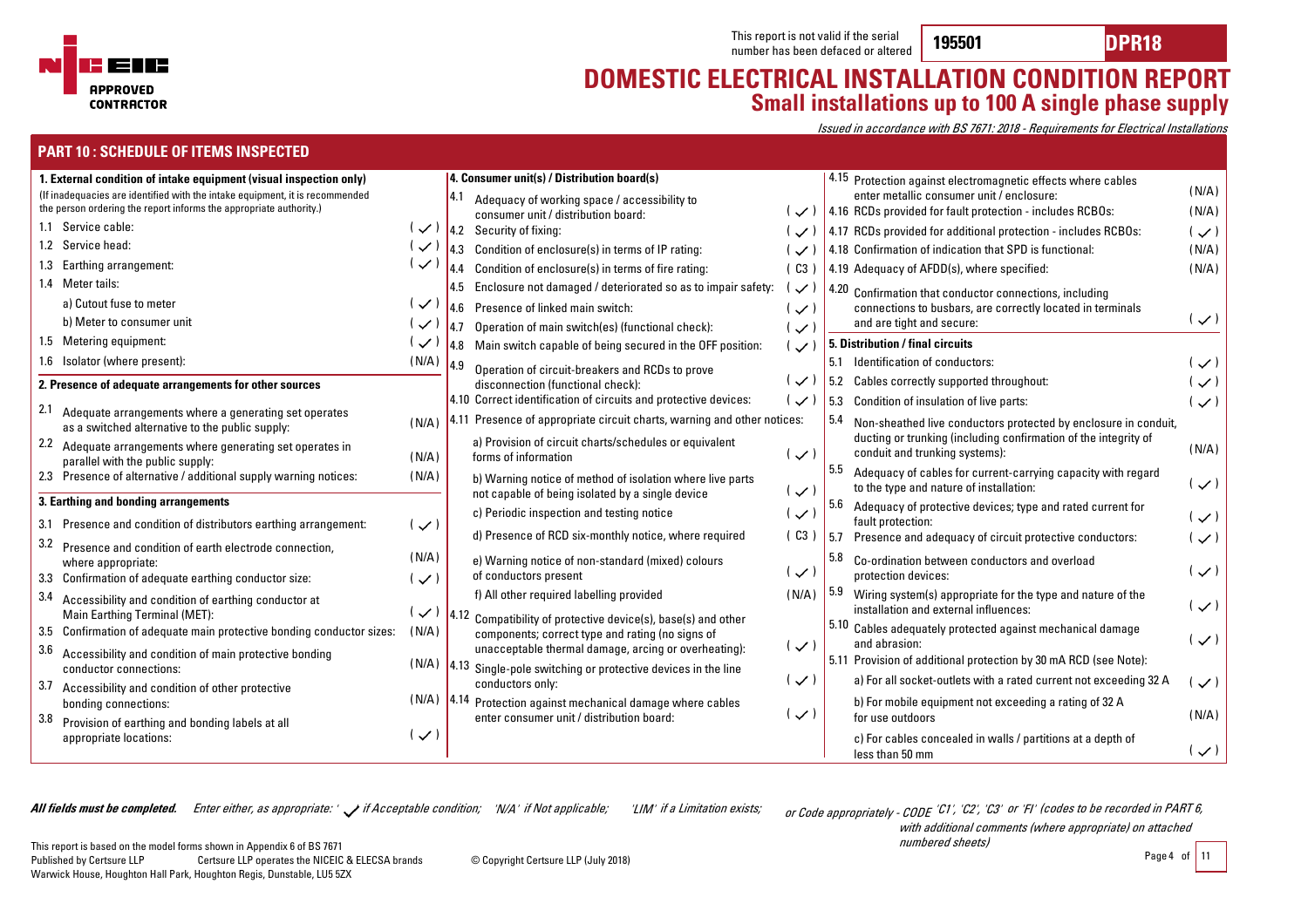This report is not valid if the serial number has been defaced or altered **195501** **DPR18**

# DOMESTIC ELECTRICAL INSTALLATION CONDITION REPORT
## Small installations up to 100 A single phase supply

*Issued in accordance with BS 7671: 2018 - Requirements for Electrical Installations*

## PART 10 : SCHEDULE OF ITEMS INSPECTED

### 1. External condition of intake equipment (visual inspection only)

(If inadequacies are identified with the intake equipment, it is recommended the person ordering the report informs the appropriate authority.)

| Item | Description | Outcome |
|---|---|---|
| 1.1 | Service cable: | ✓ |
| 1.2 | Service head: | ✓ |
| 1.3 | Earthing arrangement: | ✓ |
| 1.4 | Meter tails: | |
| | a) Cutout fuse to meter | ✓ |
| | b) Meter to consumer unit | ✓ |
| 1.5 | Metering equipment: | ✓ |
| 1.6 | Isolator (where present): | N/A |

### 2. Presence of adequate arrangements for other sources

| Item | Description | Outcome |
|---|---|---|
| 2.1 | Adequate arrangements where a generating set operates as a switched alternative to the public supply: | N/A |
| 2.2 | Adequate arrangements where generating set operates in parallel with the public supply: | N/A |
| 2.3 | Presence of alternative / additional supply warning notices: | N/A |

### 3. Earthing and bonding arrangements

| Item | Description | Outcome |
|---|---|---|
| 3.1 | Presence and condition of distributors earthing arrangement: | ✓ |
| 3.2 | Presence and condition of earth electrode connection, where appropriate: | N/A |
| 3.3 | Confirmation of adequate earthing conductor size: | ✓ |
| 3.4 | Accessibility and condition of earthing conductor at Main Earthing Terminal (MET): | ✓ |
| 3.5 | Confirmation of adequate main protective bonding conductor sizes: | N/A |
| 3.6 | Accessibility and condition of main protective bonding conductor connections: | N/A |
| 3.7 | Accessibility and condition of other protective bonding connections: | N/A |
| 3.8 | Provision of earthing and bonding labels at all appropriate locations: | ✓ |

### 4. Consumer unit(s) / Distribution board(s)

| Item | Description | Outcome |
|---|---|---|
| 4.1 | Adequacy of working space / accessibility to consumer unit / distribution board: | ✓ |
| 4.2 | Security of fixing: | ✓ |
| 4.3 | Condition of enclosure(s) in terms of IP rating: | ✓ |
| 4.4 | Condition of enclosure(s) in terms of fire rating: | C3 |
| 4.5 | Enclosure not damaged / deteriorated so as to impair safety: | ✓ |
| 4.6 | Presence of linked main switch: | ✓ |
| 4.7 | Operation of main switch(es) (functional check): | ✓ |
| 4.8 | Main switch capable of being secured in the OFF position: | ✓ |
| 4.9 | Operation of circuit-breakers and RCDs to prove disconnection (functional check): | ✓ |
| 4.10 | Correct identification of circuits and protective devices: | ✓ |
| 4.11 | Presence of appropriate circuit charts, warning and other notices: | |
| | a) Provision of circuit charts/schedules or equivalent forms of information | ✓ |
| | b) Warning notice of method of isolation where live parts not capable of being isolated by a single device | ✓ |
| | c) Periodic inspection and testing notice | ✓ |
| | d) Presence of RCD six-monthly notice, where required | C3 |
| | e) Warning notice of non-standard (mixed) colours of conductors present | ✓ |
| | f) All other required labelling provided | N/A |
| 4.12 | Compatibility of protective device(s), base(s) and other components; correct type and rating (no signs of unacceptable thermal damage, arcing or overheating): | ✓ |
| 4.13 | Single-pole switching or protective devices in the line conductors only: | ✓ |
| 4.14 | Protection against mechanical damage where cables enter consumer unit / distribution board: | ✓ |
| 4.15 | Protection against electromagnetic effects where cables enter metallic consumer unit / enclosure: | N/A |
| 4.16 | RCDs provided for fault protection - includes RCBOs: | N/A |
| 4.17 | RCDs provided for additional protection - includes RCBOs: | ✓ |
| 4.18 | Confirmation of indication that SPD is functional: | N/A |
| 4.19 | Adequacy of AFDD(s), where specified: | N/A |
| 4.20 | Confirmation that conductor connections, including connections to busbars, are correctly located in terminals and are tight and secure: | ✓ |

### 5. Distribution / final circuits

| Item | Description | Outcome |
|---|---|---|
| 5.1 | Identification of conductors: | ✓ |
| 5.2 | Cables correctly supported throughout: | ✓ |
| 5.3 | Condition of insulation of live parts: | ✓ |
| 5.4 | Non-sheathed live conductors protected by enclosure in conduit, ducting or trunking (including confirmation of the integrity of conduit and trunking systems): | N/A |
| 5.5 | Adequacy of cables for current-carrying capacity with regard to the type and nature of installation: | ✓ |
| 5.6 | Adequacy of protective devices; type and rated current for fault protection: | ✓ |
| 5.7 | Presence and adequacy of circuit protective conductors: | ✓ |
| 5.8 | Co-ordination between conductors and overload protection devices: | ✓ |
| 5.9 | Wiring system(s) appropriate for the type and nature of the installation and external influences: | ✓ |
| 5.10 | Cables adequately protected against mechanical damage and abrasion: | ✓ |
| 5.11 | Provision of additional protection by 30 mA RCD (see Note): | |
| | a) For all socket-outlets with a rated current not exceeding 32 A | ✓ |
| | b) For mobile equipment not exceeding a rating of 32 A for use outdoors | N/A |
| | c) For cables concealed in walls / partitions at a depth of less than 50 mm | ✓ |

***All fields must be completed.*** *Enter either, as appropriate: '✓' if Acceptable condition; 'N/A' if Not applicable; 'LIM' if a Limitation exists; or Code appropriately - CODE 'C1', 'C2', 'C3' or 'FI' (codes to be recorded in PART 6, with additional comments (where appropriate) on attached numbered sheets)*

This report is based on the model forms shown in Appendix 6 of BS 7671
Published by Certsure LLP Certsure LLP operates the NICEIC & ELECSA brands © Copyright Certsure LLP (July 2018)
Warwick House, Houghton Hall Park, Houghton Regis, Dunstable, LU5 5ZX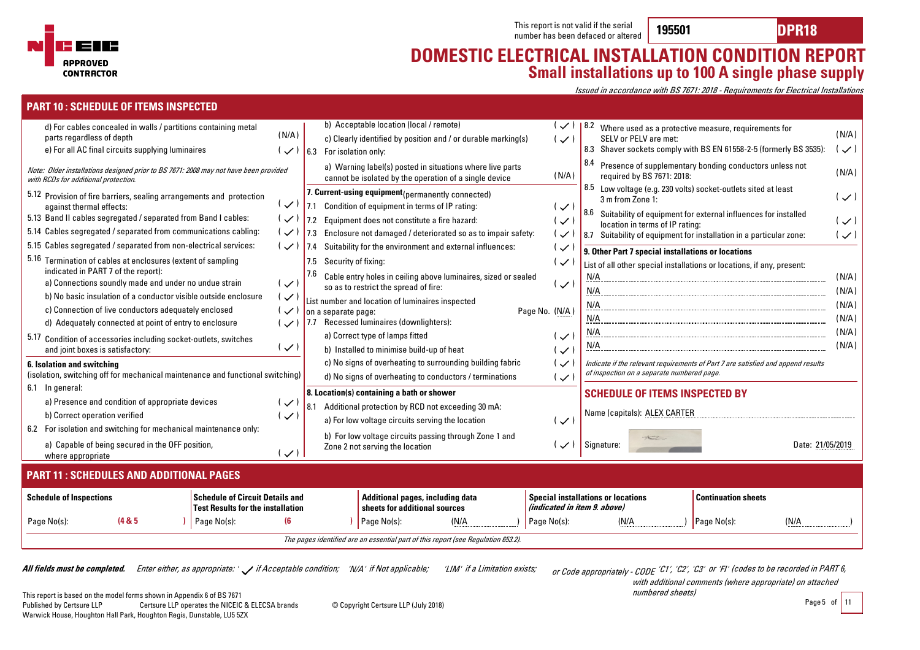This report is not valid if the serial number has been defaced or altered **195501** **DPR18**

# DOMESTIC ELECTRICAL INSTALLATION CONDITION REPORT
## Small installations up to 100 A single phase supply

*Issued in accordance with BS 7671: 2018 - Requirements for Electrical Installations*

## PART 10 : SCHEDULE OF ITEMS INSPECTED

| Item | Description | Outcome |
|---|---|---|
| | d) For cables concealed in walls / partitions containing metal parts regardless of depth | (N/A) |
| | e) For all AC final circuits supplying luminaires | (✓) |

*Note: Older installations designed prior to BS 7671: 2008 may not have been provided with RCDs for additional protection.*

| Item | Description | Outcome |
|---|---|---|
| 5.12 | Provision of fire barriers, sealing arrangements and protection against thermal effects: | (✓) |
| 5.13 | Band II cables segregated / separated from Band I cables: | (✓) |
| 5.14 | Cables segregated / separated from communications cabling: | (✓) |
| 5.15 | Cables segregated / separated from non-electrical services: | (✓) |
| 5.16 | Termination of cables at enclosures (extent of sampling indicated in PART 7 of the report): | |
| | a) Connections soundly made and under no undue strain | (✓) |
| | b) No basic insulation of a conductor visible outside enclosure | (✓) |
| | c) Connection of live conductors adequately enclosed | (✓) |
| | d) Adequately connected at point of entry to enclosure | (✓) |
| 5.17 | Condition of accessories including socket-outlets, switches and joint boxes is satisfactory: | (✓) |

**6. Isolation and switching**
(isolation, switching off for mechanical maintenance and functional switching)

| Item | Description | Outcome |
|---|---|---|
| 6.1 | In general: | |
| | a) Presence and condition of appropriate devices | (✓) |
| | b) Correct operation verified | (✓) |
| 6.2 | For isolation and switching for mechanical maintenance only: | |
| | a) Capable of being secured in the OFF position, where appropriate | (✓) |
| | b) Acceptable location (local / remote) | (✓) |
| | c) Clearly identified by position and / or durable marking(s) | (✓) |
| 6.3 | For isolation only: | |
| | a) Warning label(s) posted in situations where live parts cannot be isolated by the operation of a single device | (N/A) |

**7. Current-using equipment** (permanently connected)

| Item | Description | Outcome |
|---|---|---|
| 7.1 | Condition of equipment in terms of IP rating: | (✓) |
| 7.2 | Equipment does not constitute a fire hazard: | (✓) |
| 7.3 | Enclosure not damaged / deteriorated so as to impair safety: | (✓) |
| 7.4 | Suitability for the environment and external influences: | (✓) |
| 7.5 | Security of fixing: | (✓) |
| 7.6 | Cable entry holes in ceiling above luminaires, sized or sealed so as to restrict the spread of fire: | (✓) |
| | List number and location of luminaires inspected on a separate page: Page No. (N/A) | |
| 7.7 | Recessed luminaires (downlighters): | |
| | a) Correct type of lamps fitted | (✓) |
| | b) Installed to minimise build-up of heat | (✓) |
| | c) No signs of overheating to surrounding building fabric | (✓) |
| | d) No signs of overheating to conductors / terminations | (✓) |

**8. Location(s) containing a bath or shower**

| Item | Description | Outcome |
|---|---|---|
| 8.1 | Additional protection by RCD not exceeding 30 mA: | |
| | a) For low voltage circuits serving the location | (✓) |
| | b) For low voltage circuits passing through Zone 1 and Zone 2 not serving the location | (✓) |
| 8.2 | Where used as a protective measure, requirements for SELV or PELV are met: | (N/A) |
| 8.3 | Shaver sockets comply with BS EN 61558-2-5 (formerly BS 3535): | (✓) |
| 8.4 | Presence of supplementary bonding conductors unless not required by BS 7671: 2018: | (N/A) |
| 8.5 | Low voltage (e.g. 230 volts) socket-outlets sited at least 3 m from Zone 1: | (✓) |
| 8.6 | Suitability of equipment for external influences for installed location in terms of IP rating: | (✓) |
| 8.7 | Suitability of equipment for installation in a particular zone: | (✓) |

**9. Other Part 7 special installations or locations**

List of all other special installations or locations, if any, present:

| Installation / location | Outcome |
|---|---|
| N/A | (N/A) |
| N/A | (N/A) |
| N/A | (N/A) |
| N/A | (N/A) |
| N/A | (N/A) |
| N/A | (N/A) |

*Indicate if the relevant requirements of Part 7 are satisfied and append results of inspection on a separate numbered page.*

### SCHEDULE OF ITEMS INSPECTED BY

Name (capitals): ALEX CARTER

Signature:

Date: 21/05/2019

## PART 11 : SCHEDULES AND ADDITIONAL PAGES

| Schedule of Inspections | Schedule of Circuit Details and Test Results for the installation | Additional pages, including data sheets for additional sources | Special installations or locations *(indicated in item 9. above)* | Continuation sheets |
|---|---|---|---|---|
| Page No(s): (4 & 5) | Page No(s): (6) | Page No(s): (N/A) | Page No(s): (N/A) | Page No(s): (N/A) |

*The pages identified are an essential part of this report (see Regulation 653.2).*

***All fields must be completed.*** *Enter either, as appropriate: '✓' if Acceptable condition; 'N/A' if Not applicable; 'LIM' if a Limitation exists; or Code appropriately - CODE 'C1', 'C2', 'C3' or 'FI' (codes to be recorded in PART 6, with additional comments (where appropriate) on attached numbered sheets)*

This report is based on the model forms shown in Appendix 6 of BS 7671
Published by Certsure LLP — Certsure LLP operates the NICEIC & ELECSA brands — © Copyright Certsure LLP (July 2018)
Warwick House, Houghton Hall Park, Houghton Regis, Dunstable, LU5 5ZX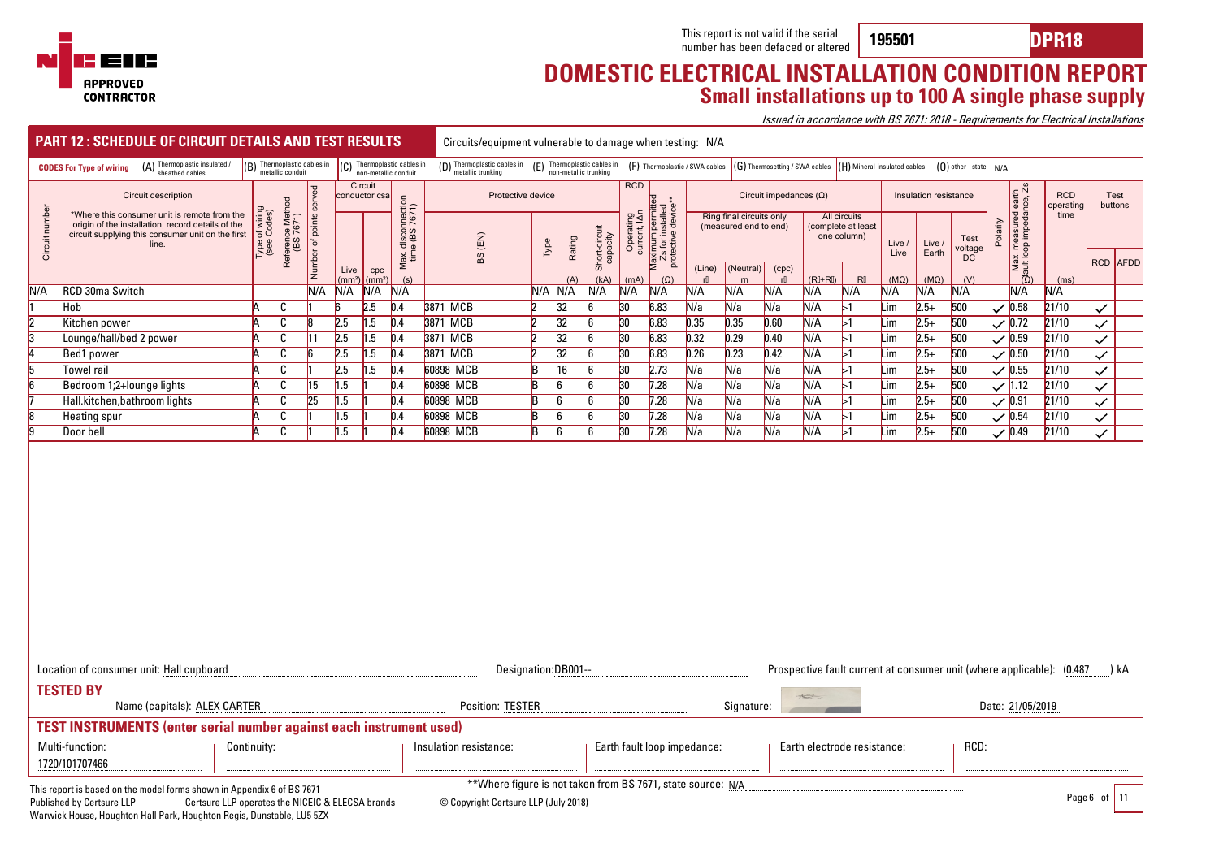This report is not valid if the serial number has been defaced or altered **195501** **DPR18**

# DOMESTIC ELECTRICAL INSTALLATION CONDITION REPORT

## Small installations up to 100 A single phase supply

*Issued in accordance with BS 7671: 2018 - Requirements for Electrical Installations*

## PART 12 : SCHEDULE OF CIRCUIT DETAILS AND TEST RESULTS

Circuits/equipment vulnerable to damage when testing: N/A

**CODES For Type of wiring** (A) Thermoplastic insulated / sheathed cables (B) Thermoplastic cables in metallic conduit (C) Thermoplastic cables in non-metallic conduit (D) Thermoplastic cables in metallic trunking (E) Thermoplastic cables in non-metallic trunking (F) Thermoplastic / SWA cables (G) Thermosetting / SWA cables (H) Mineral-insulated cables (O) other - state N/A

| Circuit number | Circuit description *Where this consumer unit is remote from the origin of the installation, record details of the circuit supplying this consumer unit on the first line. | Type of wiring (see Codes) | Reference Method (BS 7671) | Number of points served | Circuit conductor csa Live (mm²) | cpc (mm²) | Max. disconnection time (BS 7671) (s) | Protective device BS (EN) | Type | Rating (A) | Short-circuit capacity (kA) | RCD Operating current, IΔn (mA) | Maximum permitted Zs for installed protective device** (Ω) | Ring final circuits only (measured end to end) (Line) r1 | (Neutral) rn | (cpc) r2 | All circuits (complete at least one column) (R1+R2) | R2 | Insulation resistance Live / Live (MΩ) | Live / Earth (MΩ) | Test voltage DC (V) | Polarity | Max. measured earth fault loop impedance, Zs (Ω) | RCD operating time (ms) | Test buttons RCD | AFDD |
|---|---|---|---|---|---|---|---|---|---|---|---|---|---|---|---|---|---|---|---|---|---|---|---|---|---|---|
| N/A | RCD 30ma Switch | | | N/A | N/A | N/A | N/A | | N/A | N/A | N/A | N/A | N/A | N/A | N/A | N/A | N/A | N/A | N/A | N/A | N/A | | N/A | N/A | | |
| 1 | Hob | A | C | 1 | 6 | 2.5 | 0.4 | 3871 MCB | 2 | 32 | 6 | 30 | 6.83 | N/a | N/a | N/a | N/A | >1 | Lim | 2.5+ | 500 | ✓ | 0.58 | 21/10 | ✓ | |
| 2 | Kitchen power | A | C | 8 | 2.5 | 1.5 | 0.4 | 3871 MCB | 2 | 32 | 6 | 30 | 6.83 | 0.35 | 0.35 | 0.60 | N/A | >1 | Lim | 2.5+ | 500 | ✓ | 0.72 | 21/10 | ✓ | |
| 3 | Lounge/hall/bed 2 power | A | C | 11 | 2.5 | 1.5 | 0.4 | 3871 MCB | 2 | 32 | 6 | 30 | 6.83 | 0.32 | 0.29 | 0.40 | N/A | >1 | Lim | 2.5+ | 500 | ✓ | 0.59 | 21/10 | ✓ | |
| 4 | Bed1 power | A | C | 6 | 2.5 | 1.5 | 0.4 | 3871 MCB | 2 | 32 | 6 | 30 | 6.83 | 0.26 | 0.23 | 0.42 | N/A | >1 | Lim | 2.5+ | 500 | ✓ | 0.50 | 21/10 | ✓ | |
| 5 | Towel rail | A | C | 1 | 2.5 | 1.5 | 0.4 | 60898 MCB | B | 16 | 6 | 30 | 2.73 | N/a | N/a | N/a | N/A | >1 | Lim | 2.5+ | 500 | ✓ | 0.55 | 21/10 | ✓ | |
| 6 | Bedroom 1;2+lounge lights | A | C | 15 | 1.5 | 1 | 0.4 | 60898 MCB | B | 6 | 6 | 30 | 7.28 | N/a | N/a | N/a | N/A | >1 | Lim | 2.5+ | 500 | ✓ | 1.12 | 21/10 | ✓ | |
| 7 | Hall.kitchen,bathroom lights | A | C | 25 | 1.5 | 1 | 0.4 | 60898 MCB | B | 6 | 6 | 30 | 7.28 | N/a | N/a | N/a | N/A | >1 | Lim | 2.5+ | 500 | ✓ | 0.91 | 21/10 | ✓ | |
| 8 | Heating spur | A | C | 1 | 1.5 | 1 | 0.4 | 60898 MCB | B | 6 | 6 | 30 | 7.28 | N/a | N/a | N/a | N/A | >1 | Lim | 2.5+ | 500 | ✓ | 0.54 | 21/10 | ✓ | |
| 9 | Door bell | A | C | 1 | 1.5 | 1 | 0.4 | 60898 MCB | B | 6 | 6 | 30 | 7.28 | N/a | N/a | N/a | N/A | >1 | Lim | 2.5+ | 500 | ✓ | 0.49 | 21/10 | ✓ | |

Location of consumer unit: Hall cupboard    Designation: DB001--    Prospective fault current at consumer unit (where applicable): (0.487) kA

### TESTED BY

Name (capitals): ALEX CARTER    Position: TESTER    Signature:    Date: 21/05/2019

### TEST INSTRUMENTS (enter serial number against each instrument used)

Multi-function: 1720/101707466    Continuity:    Insulation resistance:    Earth fault loop impedance:    Earth electrode resistance:    RCD:

**Where figure is not taken from BS 7671, state source: N/A

This report is based on the model forms shown in Appendix 6 of BS 7671
Published by Certsure LLP    Certsure LLP operates the NICEIC & ELECSA brands    © Copyright Certsure LLP (July 2018)
Warwick House, Houghton Hall Park, Houghton Regis, Dunstable, LU5 5ZX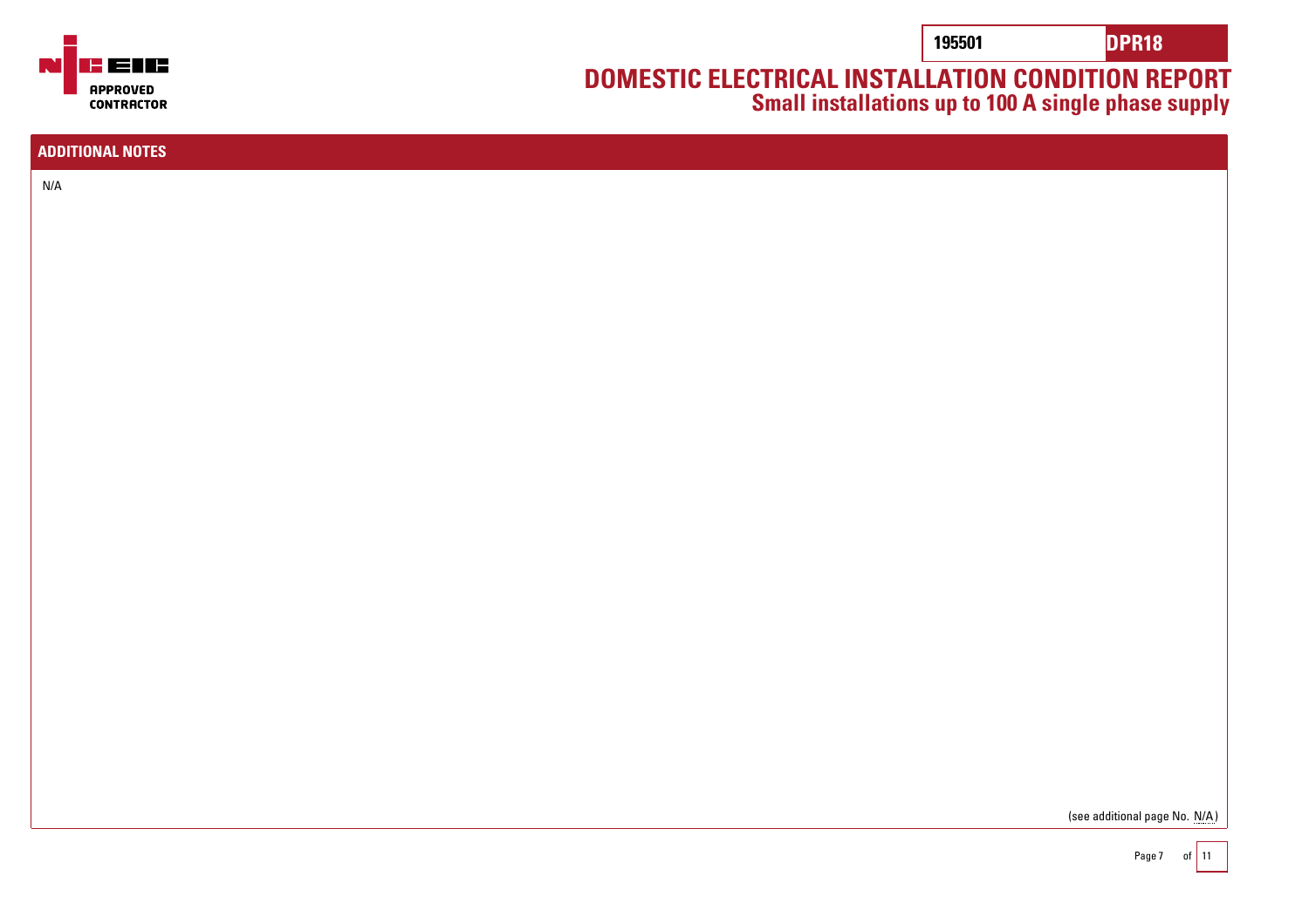## ADDITIONAL NOTES

N/A

(see additional page No. N/A)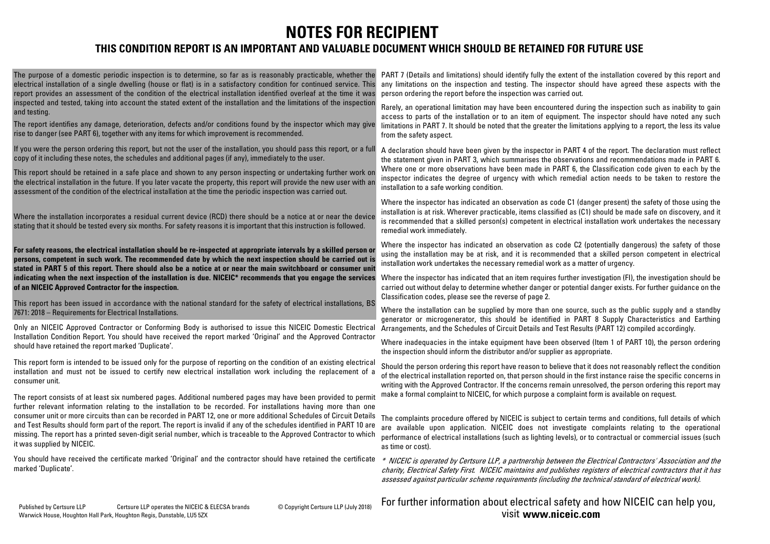# NOTES FOR RECIPIENT

## THIS CONDITION REPORT IS AN IMPORTANT AND VALUABLE DOCUMENT WHICH SHOULD BE RETAINED FOR FUTURE USE

The purpose of a domestic periodic inspection is to determine, so far as is reasonably practicable, whether the electrical installation of a single dwelling (house or flat) is in a satisfactory condition for continued service. This report provides an assessment of the condition of the electrical installation identified overleaf at the time it was inspected and tested, taking into account the stated extent of the installation and the limitations of the inspection and testing.

The report identifies any damage, deterioration, defects and/or conditions found by the inspector which may give rise to danger (see PART 6), together with any items for which improvement is recommended.

If you were the person ordering this report, but not the user of the installation, you should pass this report, or a full copy of it including these notes, the schedules and additional pages (if any), immediately to the user.

This report should be retained in a safe place and shown to any person inspecting or undertaking further work on the electrical installation in the future. If you later vacate the property, this report will provide the new user with an assessment of the condition of the electrical installation at the time the periodic inspection was carried out.

Where the installation incorporates a residual current device (RCD) there should be a notice at or near the device stating that it should be tested every six months. For safety reasons it is important that this instruction is followed.

**For safety reasons, the electrical installation should be re-inspected at appropriate intervals by a skilled person or persons, competent in such work. The recommended date by which the next inspection should be carried out is stated in PART 5 of this report. There should also be a notice at or near the main switchboard or consumer unit indicating when the next inspection of the installation is due. NICEIC* recommends that you engage the services of an NICEIC Approved Contractor for the inspection.**

This report has been issued in accordance with the national standard for the safety of electrical installations, BS 7671: 2018 – Requirements for Electrical Installations.

Only an NICEIC Approved Contractor or Conforming Body is authorised to issue this NICEIC Domestic Electrical Installation Condition Report. You should have received the report marked 'Original' and the Approved Contractor should have retained the report marked 'Duplicate'.

This report form is intended to be issued only for the purpose of reporting on the condition of an existing electrical installation and must not be issued to certify new electrical installation work including the replacement of a consumer unit.

The report consists of at least six numbered pages. Additional numbered pages may have been provided to permit further relevant information relating to the installation to be recorded. For installations having more than one consumer unit or more circuits than can be recorded in PART 12, one or more additional Schedules of Circuit Details and Test Results should form part of the report. The report is invalid if any of the schedules identified in PART 10 are missing. The report has a printed seven-digit serial number, which is traceable to the Approved Contractor to which it was supplied by NICEIC.

You should have received the certificate marked 'Original' and the contractor should have retained the certificate marked 'Duplicate'.

PART 7 (Details and limitations) should identify fully the extent of the installation covered by this report and any limitations on the inspection and testing. The inspector should have agreed these aspects with the person ordering the report before the inspection was carried out.

Rarely, an operational limitation may have been encountered during the inspection such as inability to gain access to parts of the installation or to an item of equipment. The inspector should have noted any such limitations in PART 7. It should be noted that the greater the limitations applying to a report, the less its value from the safety aspect.

A declaration should have been given by the inspector in PART 4 of the report. The declaration must reflect the statement given in PART 3, which summarises the observations and recommendations made in PART 6. Where one or more observations have been made in PART 6, the Classification code given to each by the inspector indicates the degree of urgency with which remedial action needs to be taken to restore the installation to a safe working condition.

Where the inspector has indicated an observation as code C1 (danger present) the safety of those using the installation is at risk. Wherever practicable, items classified as (C1) should be made safe on discovery, and it is recommended that a skilled person(s) competent in electrical installation work undertakes the necessary remedial work immediately.

Where the inspector has indicated an observation as code C2 (potentially dangerous) the safety of those using the installation may be at risk, and it is recommended that a skilled person competent in electrical installation work undertakes the necessary remedial work as a matter of urgency.

Where the inspector has indicated that an item requires further investigation (FI), the investigation should be carried out without delay to determine whether danger or potential danger exists. For further guidance on the Classification codes, please see the reverse of page 2.

Where the installation can be supplied by more than one source, such as the public supply and a standby generator or microgenerator, this should be identified in PART 8 Supply Characteristics and Earthing Arrangements, and the Schedules of Circuit Details and Test Results (PART 12) compiled accordingly.

Where inadequacies in the intake equipment have been observed (Item 1 of PART 10), the person ordering the inspection should inform the distributor and/or supplier as appropriate.

Should the person ordering this report have reason to believe that it does not reasonably reflect the condition of the electrical installation reported on, that person should in the first instance raise the specific concerns in writing with the Approved Contractor. If the concerns remain unresolved, the person ordering this report may make a formal complaint to NICEIC, for which purpose a complaint form is available on request.

The complaints procedure offered by NICEIC is subject to certain terms and conditions, full details of which are available upon application. NICEIC does not investigate complaints relating to the operational performance of electrical installations (such as lighting levels), or to contractual or commercial issues (such as time or cost).

*\* NICEIC is operated by Certsure LLP, a partnership between the Electrical Contractors' Association and the charity, Electrical Safety First. NICEIC maintains and publishes registers of electrical contractors that it has assessed against particular scheme requirements (including the technical standard of electrical work).*

Published by Certsure LLP Warwick House, Houghton Hall Park, Houghton Regis, Dunstable, LU5 5ZX — Certsure LLP operates the NICEIC & ELECSA brands — © Copyright Certsure LLP (July 2018)

For further information about electrical safety and how NICEIC can help you, visit **www.niceic.com**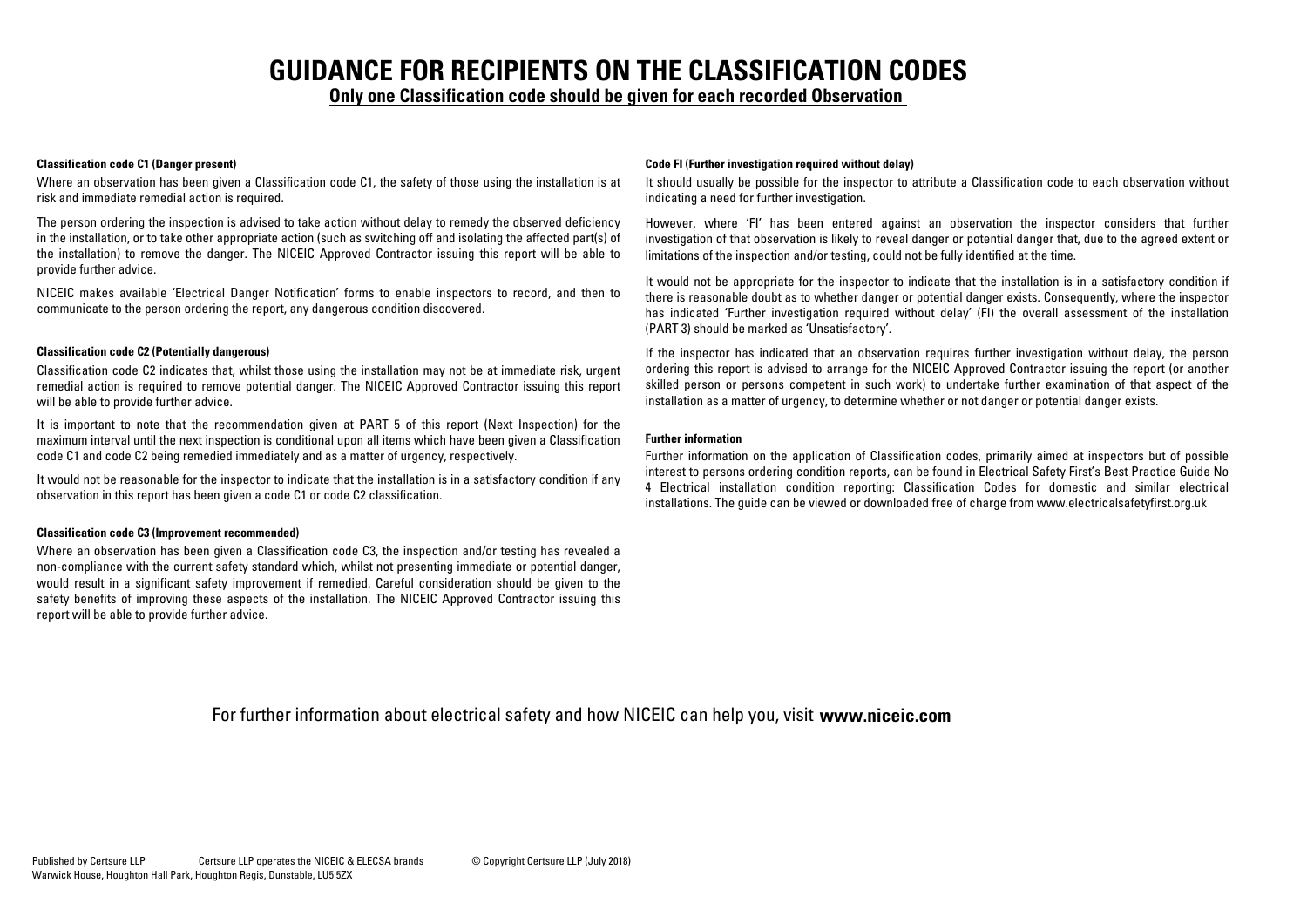# GUIDANCE FOR RECIPIENTS ON THE CLASSIFICATION CODES

**Only one Classification code should be given for each recorded Observation**

### Classification code C1 (Danger present)

Where an observation has been given a Classification code C1, the safety of those using the installation is at risk and immediate remedial action is required.

The person ordering the inspection is advised to take action without delay to remedy the observed deficiency in the installation, or to take other appropriate action (such as switching off and isolating the affected part(s) of the installation) to remove the danger. The NICEIC Approved Contractor issuing this report will be able to provide further advice.

NICEIC makes available 'Electrical Danger Notification' forms to enable inspectors to record, and then to communicate to the person ordering the report, any dangerous condition discovered.

### Classification code C2 (Potentially dangerous)

Classification code C2 indicates that, whilst those using the installation may not be at immediate risk, urgent remedial action is required to remove potential danger. The NICEIC Approved Contractor issuing this report will be able to provide further advice.

It is important to note that the recommendation given at PART 5 of this report (Next Inspection) for the maximum interval until the next inspection is conditional upon all items which have been given a Classification code C1 and code C2 being remedied immediately and as a matter of urgency, respectively.

It would not be reasonable for the inspector to indicate that the installation is in a satisfactory condition if any observation in this report has been given a code C1 or code C2 classification.

### Classification code C3 (Improvement recommended)

Where an observation has been given a Classification code C3, the inspection and/or testing has revealed a non-compliance with the current safety standard which, whilst not presenting immediate or potential danger, would result in a significant safety improvement if remedied. Careful consideration should be given to the safety benefits of improving these aspects of the installation. The NICEIC Approved Contractor issuing this report will be able to provide further advice.

### Code FI (Further investigation required without delay)

It should usually be possible for the inspector to attribute a Classification code to each observation without indicating a need for further investigation.

However, where 'FI' has been entered against an observation the inspector considers that further investigation of that observation is likely to reveal danger or potential danger that, due to the agreed extent or limitations of the inspection and/or testing, could not be fully identified at the time.

It would not be appropriate for the inspector to indicate that the installation is in a satisfactory condition if there is reasonable doubt as to whether danger or potential danger exists. Consequently, where the inspector has indicated 'Further investigation required without delay' (FI) the overall assessment of the installation (PART 3) should be marked as 'Unsatisfactory'.

If the inspector has indicated that an observation requires further investigation without delay, the person ordering this report is advised to arrange for the NICEIC Approved Contractor issuing the report (or another skilled person or persons competent in such work) to undertake further examination of that aspect of the installation as a matter of urgency, to determine whether or not danger or potential danger exists.

### Further information

Further information on the application of Classification codes, primarily aimed at inspectors but of possible interest to persons ordering condition reports, can be found in Electrical Safety First's Best Practice Guide No 4 Electrical installation condition reporting: Classification Codes for domestic and similar electrical installations. The guide can be viewed or downloaded free of charge from www.electricalsafetyfirst.org.uk

For further information about electrical safety and how NICEIC can help you, visit **www.niceic.com**

Published by Certsure LLP Certsure LLP operates the NICEIC & ELECSA brands © Copyright Certsure LLP (July 2018)
Warwick House, Houghton Hall Park, Houghton Regis, Dunstable, LU5 5ZX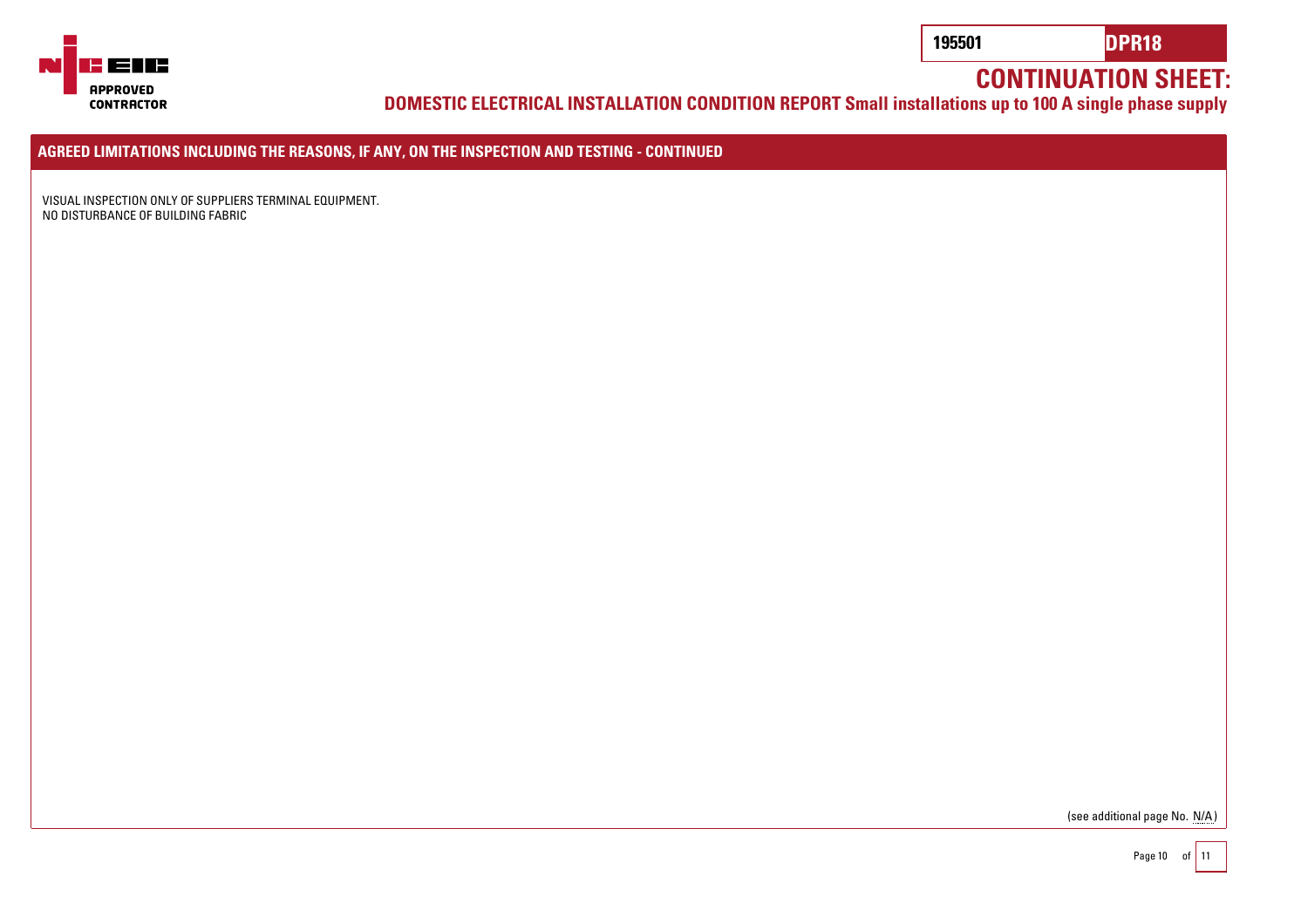195501 DPR18

# CONTINUATION SHEET:

## DOMESTIC ELECTRICAL INSTALLATION CONDITION REPORT Small installations up to 100 A single phase supply

### AGREED LIMITATIONS INCLUDING THE REASONS, IF ANY, ON THE INSPECTION AND TESTING - CONTINUED

VISUAL INSPECTION ONLY OF SUPPLIERS TERMINAL EQUIPMENT.
NO DISTURBANCE OF BUILDING FABRIC

(see additional page No. N/A)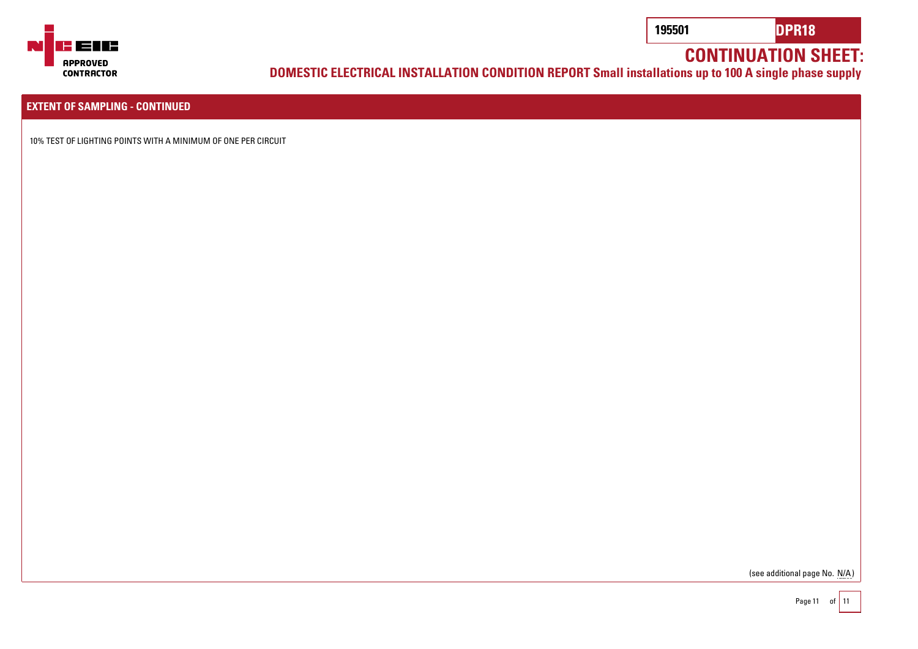195501 DPR18

# CONTINUATION SHEET:

## DOMESTIC ELECTRICAL INSTALLATION CONDITION REPORT Small installations up to 100 A single phase supply

### EXTENT OF SAMPLING - CONTINUED

10% TEST OF LIGHTING POINTS WITH A MINIMUM OF ONE PER CIRCUIT

(see additional page No. N/A)